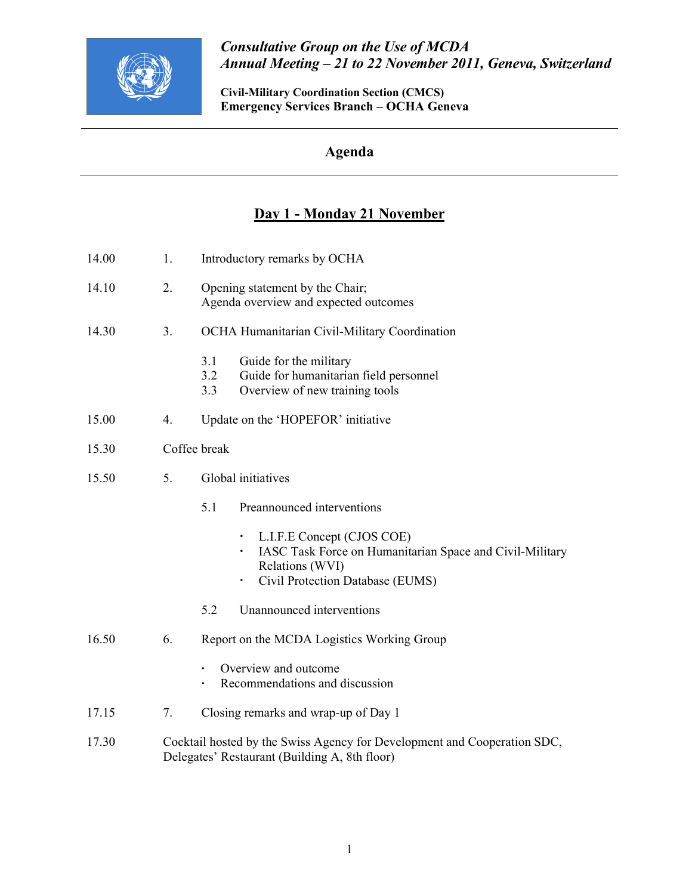***Consultative Group on the Use of MCDA***
***Annual Meeting – 21 to 22 November 2011, Geneva, Switzerland***

**Civil-Military Coordination Section (CMCS)**
**Emergency Services Branch – OCHA Geneva**

---

# Agenda

---

## Day 1 - Monday 21 November

14.00 1. Introductory remarks by OCHA

14.10 2. Opening statement by the Chair;
Agenda overview and expected outcomes

14.30 3. OCHA Humanitarian Civil-Military Coordination

- 3.1 Guide for the military
- 3.2 Guide for humanitarian field personnel
- 3.3 Overview of new training tools

15.00 4. Update on the 'HOPEFOR' initiative

15.30 Coffee break

15.50 5. Global initiatives

- 5.1 Preannounced interventions
  - L.I.F.E Concept (CJOS COE)
  - IASC Task Force on Humanitarian Space and Civil-Military Relations (WVI)
  - Civil Protection Database (EUMS)
- 5.2 Unannounced interventions

16.50 6. Report on the MCDA Logistics Working Group

- Overview and outcome
- Recommendations and discussion

17.15 7. Closing remarks and wrap-up of Day 1

17.30 Cocktail hosted by the Swiss Agency for Development and Cooperation SDC, Delegates' Restaurant (Building A, 8th floor)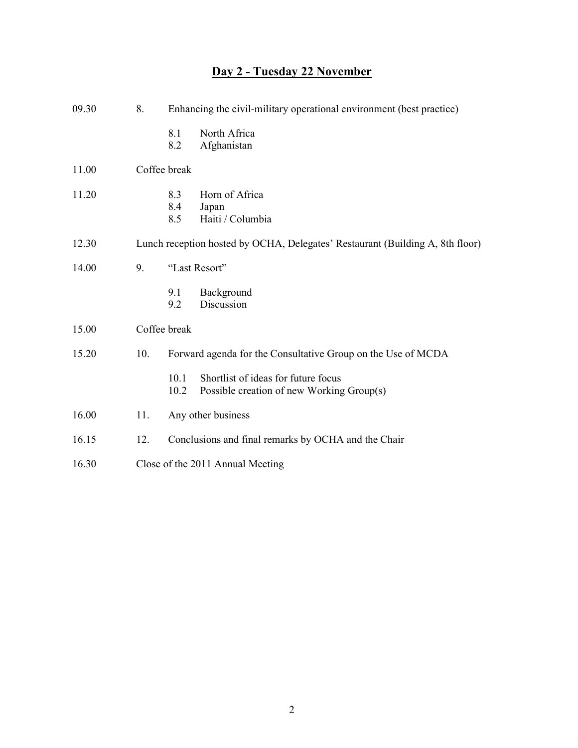## Day 2 - Tuesday 22 November

| | | |
|---|---|---|
| 09.30 | 8. | Enhancing the civil-military operational environment (best practice) |
| | | 8.1 North Africa |
| | | 8.2 Afghanistan |
| 11.00 | Coffee break | |
| 11.20 | | 8.3 Horn of Africa |
| | | 8.4 Japan |
| | | 8.5 Haiti / Columbia |
| 12.30 | Lunch reception hosted by OCHA, Delegates' Restaurant (Building A, 8th floor) | |
| 14.00 | 9. | "Last Resort" |
| | | 9.1 Background |
| | | 9.2 Discussion |
| 15.00 | Coffee break | |
| 15.20 | 10. | Forward agenda for the Consultative Group on the Use of MCDA |
| | | 10.1 Shortlist of ideas for future focus |
| | | 10.2 Possible creation of new Working Group(s) |
| 16.00 | 11. | Any other business |
| 16.15 | 12. | Conclusions and final remarks by OCHA and the Chair |
| 16.30 | Close of the 2011 Annual Meeting | |